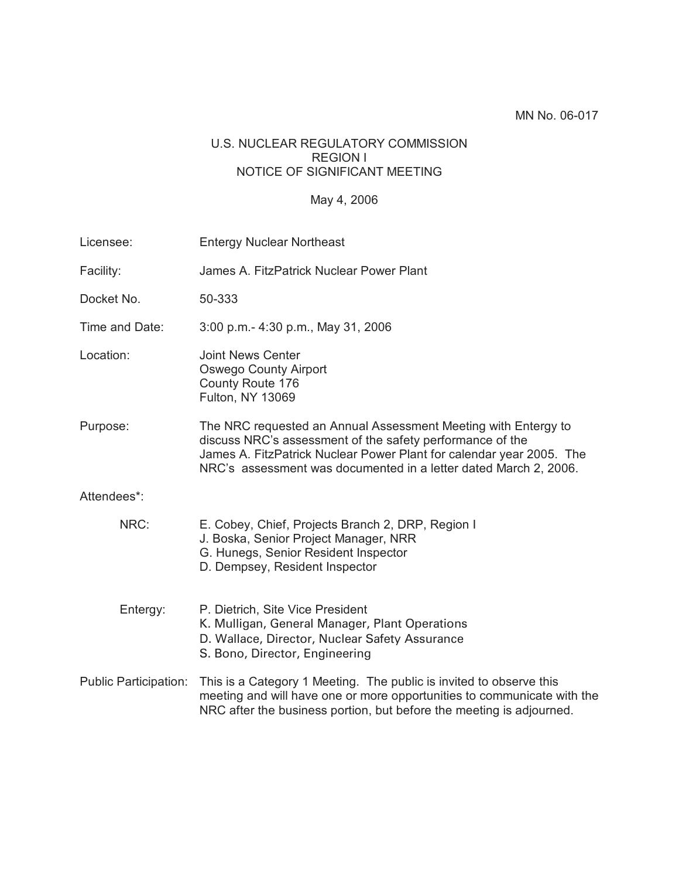MN No. 06-017

# U.S. NUCLEAR REGULATORY COMMISSION
## REGION I
## NOTICE OF SIGNIFICANT MEETING

May 4, 2006

| | |
|---|---|
| Licensee: | Entergy Nuclear Northeast |
| Facility: | James A. FitzPatrick Nuclear Power Plant |
| Docket No. | 50-333 |
| Time and Date: | 3:00 p.m.- 4:30 p.m., May 31, 2006 |
| Location: | Joint News Center<br>Oswego County Airport<br>County Route 176<br>Fulton, NY 13069 |
| Purpose: | The NRC requested an Annual Assessment Meeting with Entergy to discuss NRC's assessment of the safety performance of the James A. FitzPatrick Nuclear Power Plant for calendar year 2005. The NRC's assessment was documented in a letter dated March 2, 2006. |

Attendees*:

NRC:
- E. Cobey, Chief, Projects Branch 2, DRP, Region I
- J. Boska, Senior Project Manager, NRR
- G. Hunegs, Senior Resident Inspector
- D. Dempsey, Resident Inspector

Entergy:
- P. Dietrich, Site Vice President
- K. Mulligan, General Manager, Plant Operations
- D. Wallace, Director, Nuclear Safety Assurance
- S. Bono, Director, Engineering

Public Participation: This is a Category 1 Meeting. The public is invited to observe this meeting and will have one or more opportunities to communicate with the NRC after the business portion, but before the meeting is adjourned.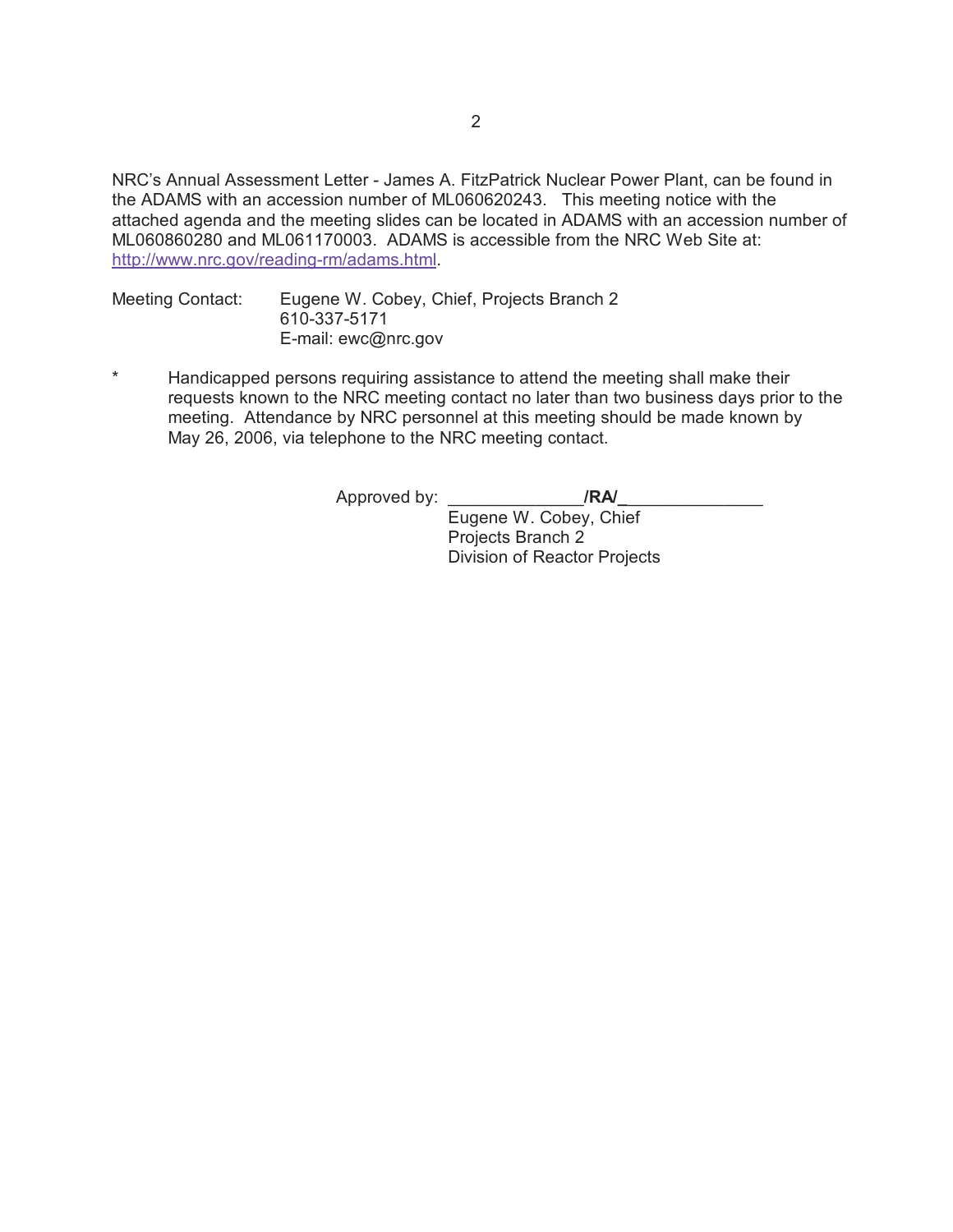NRC's Annual Assessment Letter - James A. FitzPatrick Nuclear Power Plant, can be found in the ADAMS with an accession number of ML060620243. This meeting notice with the attached agenda and the meeting slides can be located in ADAMS with an accession number of ML060860280 and ML061170003. ADAMS is accessible from the NRC Web Site at: [http://www.nrc.gov/reading-rm/adams.html](http://www.nrc.gov/reading-rm/adams.html).

Meeting Contact: Eugene W. Cobey, Chief, Projects Branch 2
610-337-5171
E-mail: ewc@nrc.gov

\* Handicapped persons requiring assistance to attend the meeting shall make their requests known to the NRC meeting contact no later than two business days prior to the meeting. Attendance by NRC personnel at this meeting should be made known by May 26, 2006, via telephone to the NRC meeting contact.

Approved by: ______________**/RA/**_______________
Eugene W. Cobey, Chief
Projects Branch 2
Division of Reactor Projects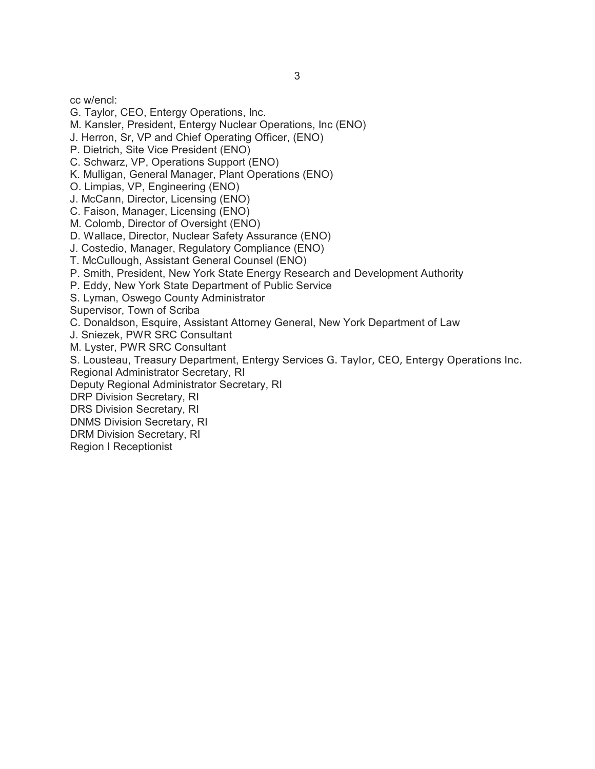cc w/encl:
G. Taylor, CEO, Entergy Operations, Inc.
M. Kansler, President, Entergy Nuclear Operations, Inc (ENO)
J. Herron, Sr, VP and Chief Operating Officer, (ENO)
P. Dietrich, Site Vice President (ENO)
C. Schwarz, VP, Operations Support (ENO)
K. Mulligan, General Manager, Plant Operations (ENO)
O. Limpias, VP, Engineering (ENO)
J. McCann, Director, Licensing (ENO)
C. Faison, Manager, Licensing (ENO)
M. Colomb, Director of Oversight (ENO)
D. Wallace, Director, Nuclear Safety Assurance (ENO)
J. Costedio, Manager, Regulatory Compliance (ENO)
T. McCullough, Assistant General Counsel (ENO)
P. Smith, President, New York State Energy Research and Development Authority
P. Eddy, New York State Department of Public Service
S. Lyman, Oswego County Administrator
Supervisor, Town of Scriba
C. Donaldson, Esquire, Assistant Attorney General, New York Department of Law
J. Sniezek, PWR SRC Consultant
M. Lyster, PWR SRC Consultant
S. Lousteau, Treasury Department, Entergy Services G. Taylor, CEO, Entergy Operations Inc.
Regional Administrator Secretary, RI
Deputy Regional Administrator Secretary, RI
DRP Division Secretary, RI
DRS Division Secretary, RI
DNMS Division Secretary, RI
DRM Division Secretary, RI
Region I Receptionist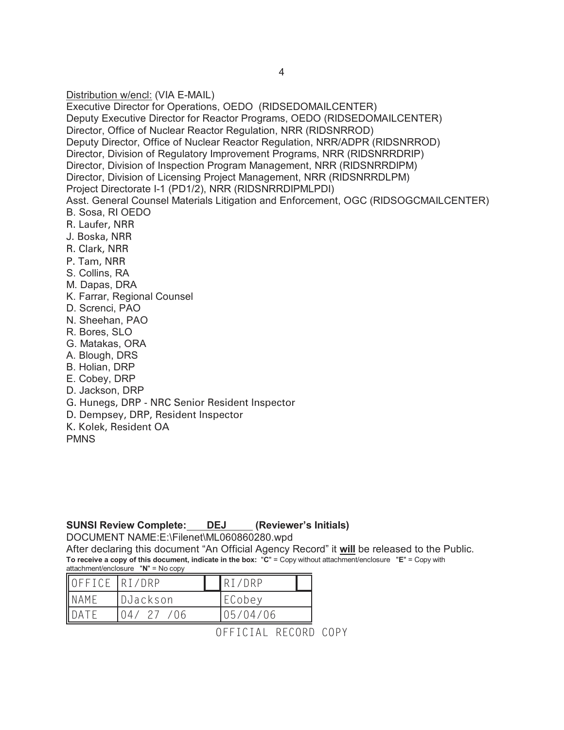Distribution w/encl: (VIA E-MAIL)
Executive Director for Operations, OEDO (RIDSEDOMAILCENTER)
Deputy Executive Director for Reactor Programs, OEDO (RIDSEDOMAILCENTER)
Director, Office of Nuclear Reactor Regulation, NRR (RIDSNRROD)
Deputy Director, Office of Nuclear Reactor Regulation, NRR/ADPR (RIDSNRROD)
Director, Division of Regulatory Improvement Programs, NRR (RIDSNRRDRIP)
Director, Division of Inspection Program Management, NRR (RIDSNRRDIPM)
Director, Division of Licensing Project Management, NRR (RIDSNRRDLPM)
Project Directorate I-1 (PD1/2), NRR (RIDSNRRDIPMLPDI)
Asst. General Counsel Materials Litigation and Enforcement, OGC (RIDSOGCMAILCENTER)
B. Sosa, RI OEDO
R. Laufer, NRR
J. Boska, NRR
R. Clark, NRR
P. Tam, NRR
S. Collins, RA
M. Dapas, DRA
K. Farrar, Regional Counsel
D. Screnci, PAO
N. Sheehan, PAO
R. Bores, SLO
G. Matakas, ORA
A. Blough, DRS
B. Holian, DRP
E. Cobey, DRP
D. Jackson, DRP
G. Hunegs, DRP - NRC Senior Resident Inspector
D. Dempsey, DRP, Resident Inspector
K. Kolek, Resident OA
PMNS

**SUNSI Review Complete: DEJ (Reviewer's Initials)**

DOCUMENT NAME:E:\Filenet\ML060860280.wpd

After declaring this document "An Official Agency Record" it **will** be released to the Public.

**To receive a copy of this document, indicate in the box:** "**C**" = Copy without attachment/enclosure "**E**" = Copy with attachment/enclosure "**N**" = No copy

| OFFICE | RI/DRP | | RI/DRP | |
|---|---|---|---|---|
| NAME | DJackson | | ECobey | |
| DATE | 04/ 27 /06 | | 05/04/06 | |

OFFICIAL RECORD COPY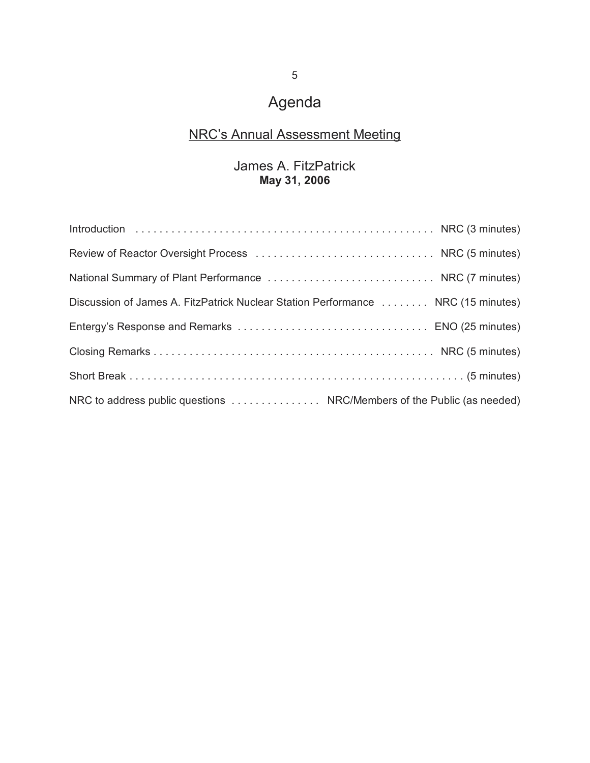# Agenda

## NRC's Annual Assessment Meeting

### James A. FitzPatrick
**May 31, 2006**

| | |
|---|---|
| Introduction | NRC (3 minutes) |
| Review of Reactor Oversight Process | NRC (5 minutes) |
| National Summary of Plant Performance | NRC (7 minutes) |
| Discussion of James A. FitzPatrick Nuclear Station Performance | NRC (15 minutes) |
| Entergy's Response and Remarks | ENO (25 minutes) |
| Closing Remarks | NRC (5 minutes) |
| Short Break | (5 minutes) |
| NRC to address public questions | NRC/Members of the Public (as needed) |